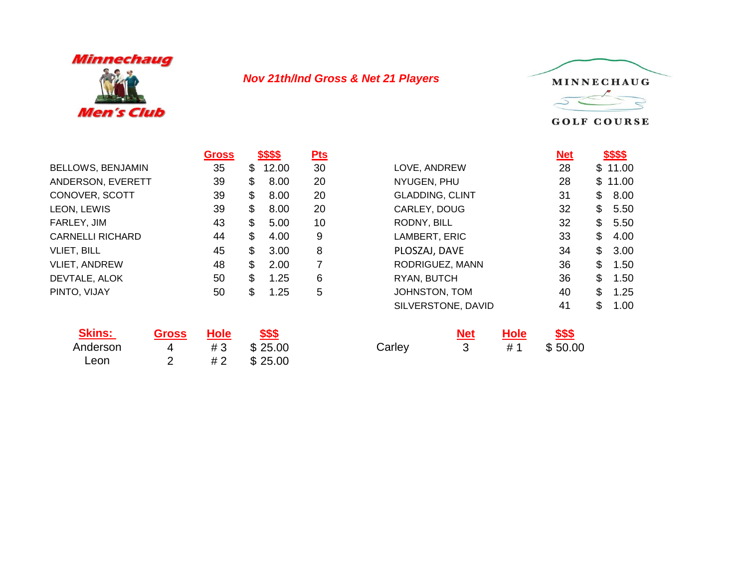Minnechaug Men's Club

*Nov 21th/Ind Gross & Net 21 Players*

MINNECHAUG GOLF COURSE

| | Gross | $$$$ | Pts |
|---|---|---|---|
| BELLOWS, BENJAMIN | 35 | $ 12.00 | 30 |
| ANDERSON, EVERETT | 39 | $ 8.00 | 20 |
| CONOVER, SCOTT | 39 | $ 8.00 | 20 |
| LEON, LEWIS | 39 | $ 8.00 | 20 |
| FARLEY, JIM | 43 | $ 5.00 | 10 |
| CARNELLI RICHARD | 44 | $ 4.00 | 9 |
| VLIET, BILL | 45 | $ 3.00 | 8 |
| VLIET, ANDREW | 48 | $ 2.00 | 7 |
| DEVTALE, ALOK | 50 | $ 1.25 | 6 |
| PINTO, VIJAY | 50 | $ 1.25 | 5 |

| | Net | $$$$ |
|---|---|---|
| LOVE, ANDREW | 28 | $ 11.00 |
| NYUGEN, PHU | 28 | $ 11.00 |
| GLADDING, CLINT | 31 | $ 8.00 |
| CARLEY, DOUG | 32 | $ 5.50 |
| RODNY, BILL | 32 | $ 5.50 |
| LAMBERT, ERIC | 33 | $ 4.00 |
| PLOSZAJ, DAVE | 34 | $ 3.00 |
| RODRIGUEZ, MANN | 36 | $ 1.50 |
| RYAN, BUTCH | 36 | $ 1.50 |
| JOHNSTON, TOM | 40 | $ 1.25 |
| SILVERSTONE, DAVID | 41 | $ 1.00 |

| Skins: | Gross | Hole | $$$ |
|---|---|---|---|
| Anderson | 4 | # 3 | $ 25.00 |
| Leon | 2 | # 2 | $ 25.00 |

| | Net | Hole | $$$ |
|---|---|---|---|
| Carley | 3 | # 1 | $ 50.00 |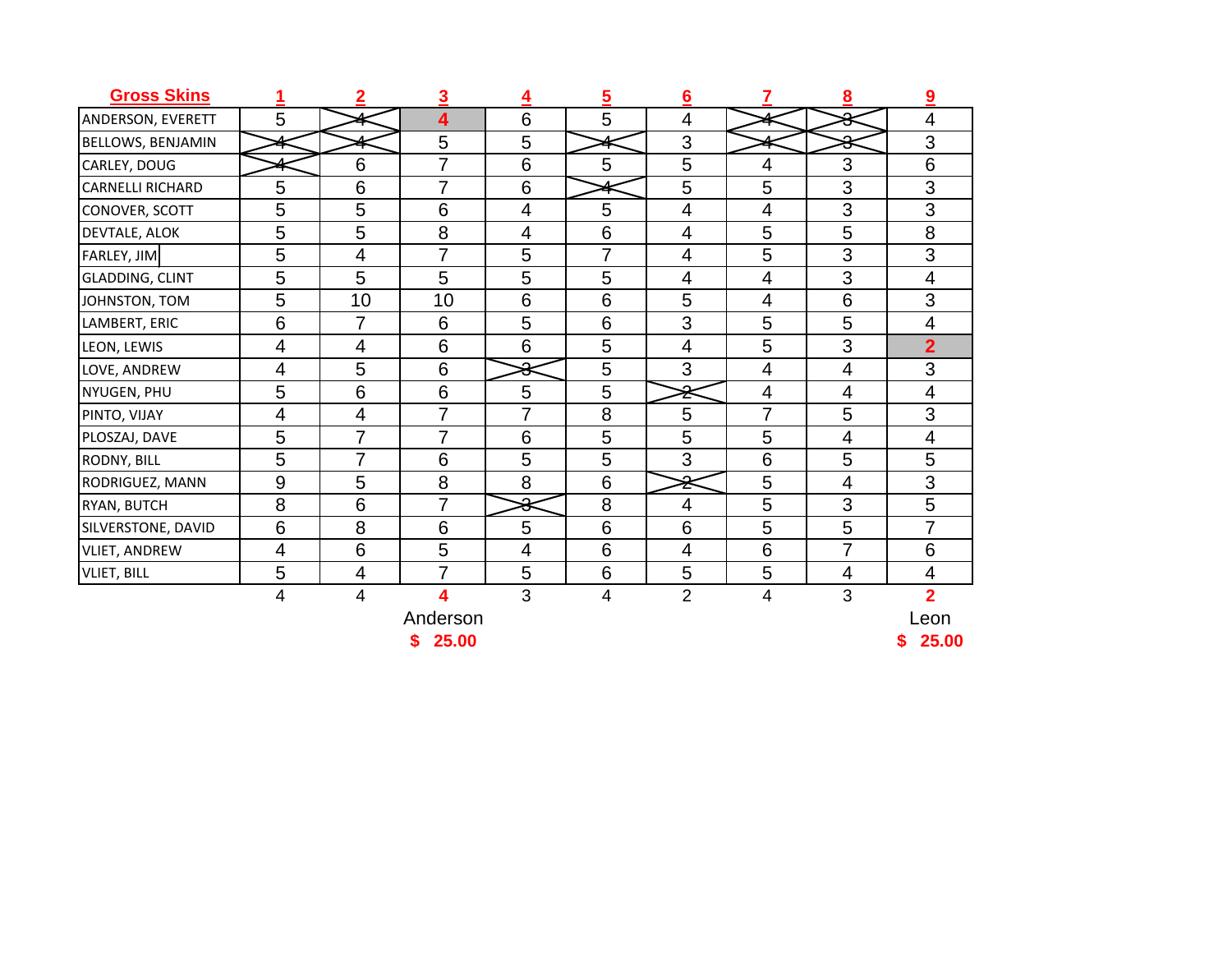| Gross Skins | 1 | 2 | 3 | 4 | 5 | 6 | 7 | 8 | 9 |
|---|---|---|---|---|---|---|---|---|---|
| ANDERSON, EVERETT | 5 | ~~4~~ | **4** | 6 | 5 | 4 | ~~4~~ | ~~3~~ | 4 |
| BELLOWS, BENJAMIN | ~~4~~ | ~~4~~ | 5 | 5 | ~~4~~ | 3 | ~~4~~ | ~~3~~ | 3 |
| CARLEY, DOUG | ~~4~~ | 6 | 7 | 6 | 5 | 5 | 4 | 3 | 6 |
| CARNELLI RICHARD | 5 | 6 | 7 | 6 | ~~4~~ | 5 | 5 | 3 | 3 |
| CONOVER, SCOTT | 5 | 5 | 6 | 4 | 5 | 4 | 4 | 3 | 3 |
| DEVTALE, ALOK | 5 | 5 | 8 | 4 | 6 | 4 | 5 | 5 | 8 |
| FARLEY, JIM | 5 | 4 | 7 | 5 | 7 | 4 | 5 | 3 | 3 |
| GLADDING, CLINT | 5 | 5 | 5 | 5 | 5 | 4 | 4 | 3 | 4 |
| JOHNSTON, TOM | 5 | 10 | 10 | 6 | 6 | 5 | 4 | 6 | 3 |
| LAMBERT, ERIC | 6 | 7 | 6 | 5 | 6 | 3 | 5 | 5 | 4 |
| LEON, LEWIS | 4 | 4 | 6 | 6 | 5 | 4 | 5 | 3 | **2** |
| LOVE, ANDREW | 4 | 5 | 6 | ~~3~~ | 5 | 3 | 4 | 4 | 3 |
| NYUGEN, PHU | 5 | 6 | 6 | 5 | 5 | ~~2~~ | 4 | 4 | 4 |
| PINTO, VIJAY | 4 | 4 | 7 | 7 | 8 | 5 | 7 | 5 | 3 |
| PLOSZAJ, DAVE | 5 | 7 | 7 | 6 | 5 | 5 | 5 | 4 | 4 |
| RODNY, BILL | 5 | 7 | 6 | 5 | 5 | 3 | 6 | 5 | 5 |
| RODRIGUEZ, MANN | 9 | 5 | 8 | 8 | 6 | ~~2~~ | 5 | 4 | 3 |
| RYAN, BUTCH | 8 | 6 | 7 | ~~3~~ | 8 | 4 | 5 | 3 | 5 |
| SILVERSTONE, DAVID | 6 | 8 | 6 | 5 | 6 | 6 | 5 | 5 | 7 |
| VLIET, ANDREW | 4 | 6 | 5 | 4 | 6 | 4 | 6 | 7 | 6 |
| VLIET, BILL | 5 | 4 | 7 | 5 | 6 | 5 | 5 | 4 | 4 |
| | 4 | 4 | **4** | 3 | 4 | 2 | 4 | 3 | **2** |
| | | | Anderson | | | | | | Leon |
| | | | **$ 25.00** | | | | | | **$ 25.00** |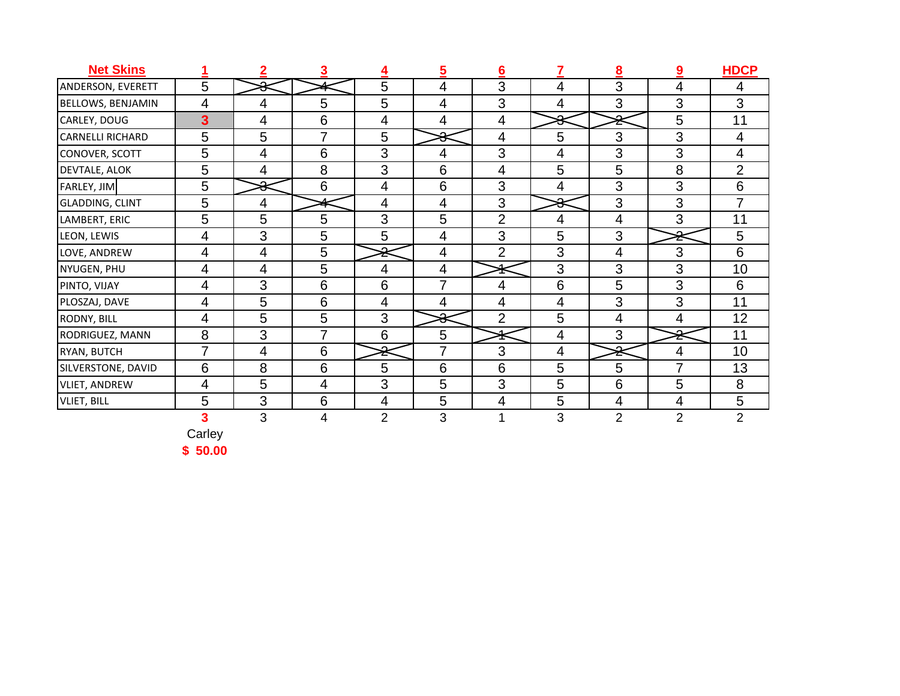| Net Skins | 1 | 2 | 3 | 4 | 5 | 6 | 7 | 8 | 9 | HDCP |
|---|---|---|---|---|---|---|---|---|---|---|
| ANDERSON, EVERETT | 5 | 3 | 4 | 5 | 4 | 3 | 4 | 3 | 4 | 4 |
| BELLOWS, BENJAMIN | 4 | 4 | 5 | 5 | 4 | 3 | 4 | 3 | 3 | 3 |
| CARLEY, DOUG | 3 | 4 | 6 | 4 | 4 | 4 | 3 | 2 | 5 | 11 |
| CARNELLI RICHARD | 5 | 5 | 7 | 5 | 3 | 4 | 5 | 3 | 3 | 4 |
| CONOVER, SCOTT | 5 | 4 | 6 | 3 | 4 | 3 | 4 | 3 | 3 | 4 |
| DEVTALE, ALOK | 5 | 4 | 8 | 3 | 6 | 4 | 5 | 5 | 8 | 2 |
| FARLEY, JIM | 5 | 3 | 6 | 4 | 6 | 3 | 4 | 3 | 3 | 6 |
| GLADDING, CLINT | 5 | 4 | 4 | 4 | 4 | 3 | 3 | 3 | 3 | 7 |
| LAMBERT, ERIC | 5 | 5 | 5 | 3 | 5 | 2 | 4 | 4 | 3 | 11 |
| LEON, LEWIS | 4 | 3 | 5 | 5 | 4 | 3 | 5 | 3 | 2 | 5 |
| LOVE, ANDREW | 4 | 4 | 5 | 2 | 4 | 2 | 3 | 4 | 3 | 6 |
| NYUGEN, PHU | 4 | 4 | 5 | 4 | 4 | 1 | 3 | 3 | 3 | 10 |
| PINTO, VIJAY | 4 | 3 | 6 | 6 | 7 | 4 | 6 | 5 | 3 | 6 |
| PLOSZAJ, DAVE | 4 | 5 | 6 | 4 | 4 | 4 | 4 | 3 | 3 | 11 |
| RODNY, BILL | 4 | 5 | 5 | 3 | 3 | 2 | 5 | 4 | 4 | 12 |
| RODRIGUEZ, MANN | 8 | 3 | 7 | 6 | 5 | 1 | 4 | 3 | 2 | 11 |
| RYAN, BUTCH | 7 | 4 | 6 | 2 | 7 | 3 | 4 | 2 | 4 | 10 |
| SILVERSTONE, DAVID | 6 | 8 | 6 | 5 | 6 | 6 | 5 | 5 | 7 | 13 |
| VLIET, ANDREW | 4 | 5 | 4 | 3 | 5 | 3 | 5 | 6 | 5 | 8 |
| VLIET, BILL | 5 | 3 | 6 | 4 | 5 | 4 | 5 | 4 | 4 | 5 |
| | 3 | 3 | 4 | 2 | 3 | 1 | 3 | 2 | 2 | 2 |
| | Carley | | | | | | | | | |
| | $ 50.00 | | | | | | | | | |